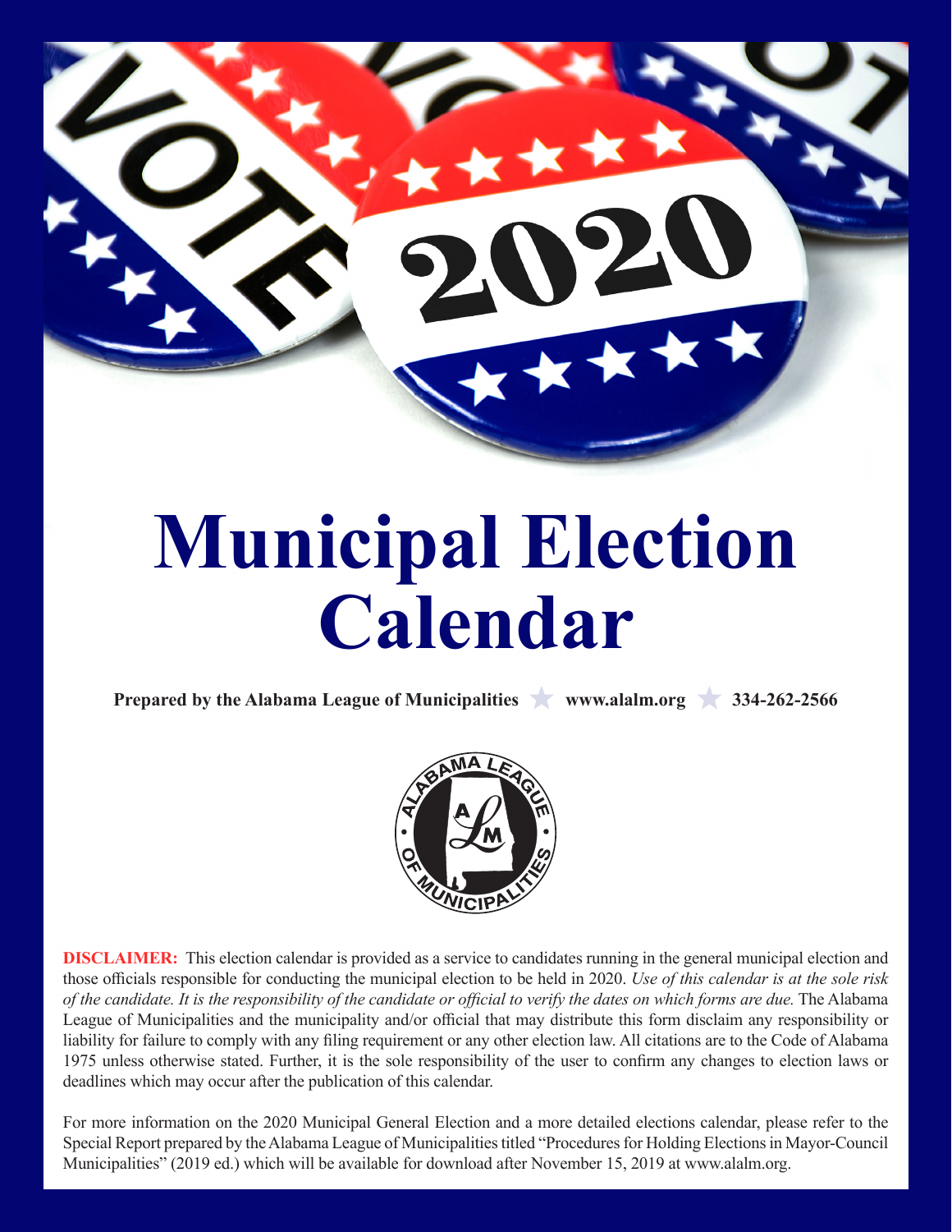# Municipal Election Calendar

**Prepared by the Alabama League of Municipalities ★ www.alalm.org ★ 334-262-2566**

**DISCLAIMER:** This election calendar is provided as a service to candidates running in the general municipal election and those officials responsible for conducting the municipal election to be held in 2020. *Use of this calendar is at the sole risk of the candidate. It is the responsibility of the candidate or official to verify the dates on which forms are due.* The Alabama League of Municipalities and the municipality and/or official that may distribute this form disclaim any responsibility or liability for failure to comply with any filing requirement or any other election law. All citations are to the Code of Alabama 1975 unless otherwise stated. Further, it is the sole responsibility of the user to confirm any changes to election laws or deadlines which may occur after the publication of this calendar.

For more information on the 2020 Municipal General Election and a more detailed elections calendar, please refer to the Special Report prepared by the Alabama League of Municipalities titled "Procedures for Holding Elections in Mayor-Council Municipalities" (2019 ed.) which will be available for download after November 15, 2019 at www.alalm.org.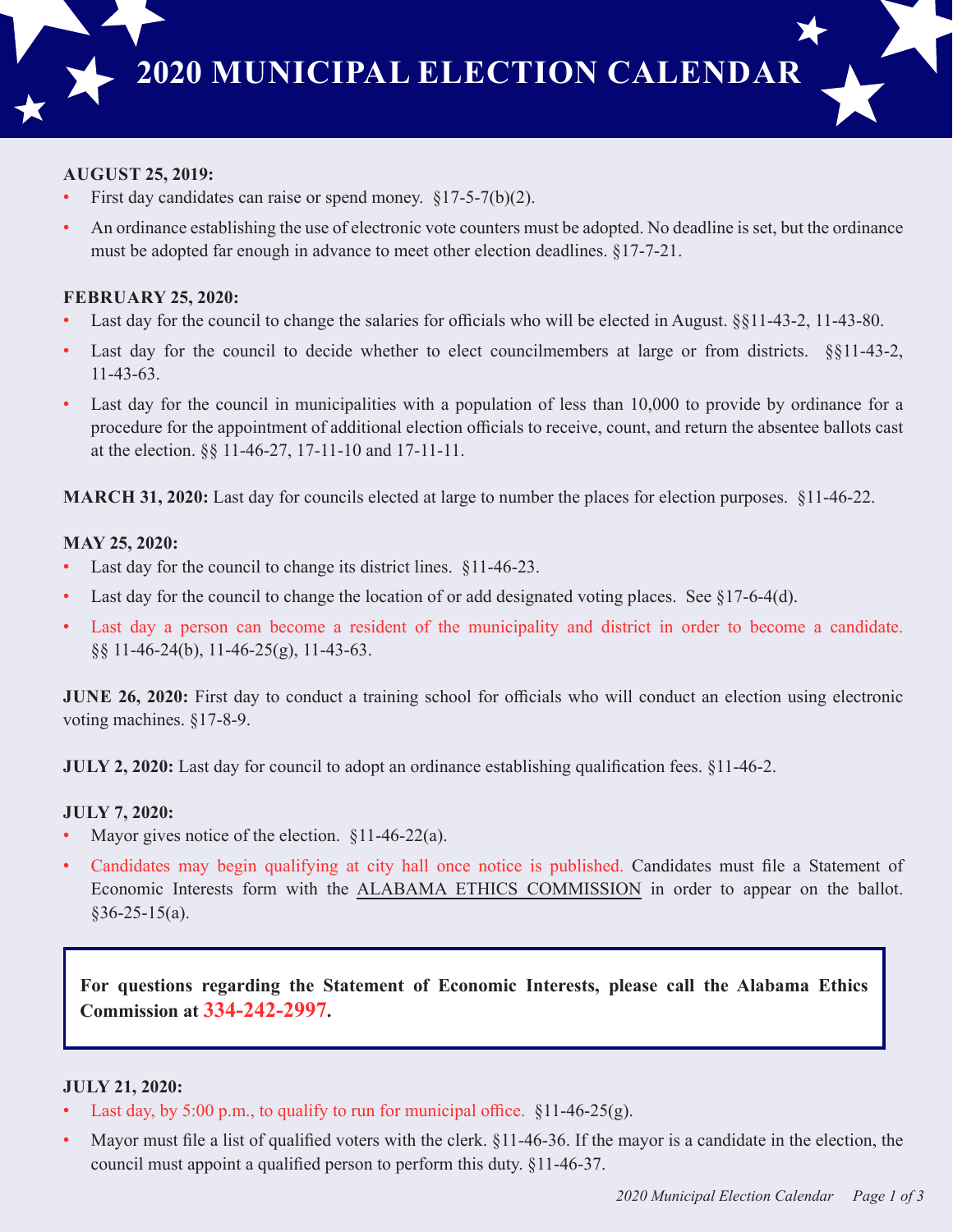# 2020 MUNICIPAL ELECTION CALENDAR

**AUGUST 25, 2019:**

- First day candidates can raise or spend money. §17-5-7(b)(2).
- An ordinance establishing the use of electronic vote counters must be adopted. No deadline is set, but the ordinance must be adopted far enough in advance to meet other election deadlines. §17-7-21.

**FEBRUARY 25, 2020:**

- Last day for the council to change the salaries for officials who will be elected in August. §§11-43-2, 11-43-80.
- Last day for the council to decide whether to elect councilmembers at large or from districts. §§11-43-2, 11-43-63.
- Last day for the council in municipalities with a population of less than 10,000 to provide by ordinance for a procedure for the appointment of additional election officials to receive, count, and return the absentee ballots cast at the election. §§ 11-46-27, 17-11-10 and 17-11-11.

**MARCH 31, 2020:** Last day for councils elected at large to number the places for election purposes. §11-46-22.

**MAY 25, 2020:**

- Last day for the council to change its district lines. §11-46-23.
- Last day for the council to change the location of or add designated voting places. See §17-6-4(d).
- Last day a person can become a resident of the municipality and district in order to become a candidate. §§ 11-46-24(b), 11-46-25(g), 11-43-63.

**JUNE 26, 2020:** First day to conduct a training school for officials who will conduct an election using electronic voting machines. §17-8-9.

**JULY 2, 2020:** Last day for council to adopt an ordinance establishing qualification fees. §11-46-2.

**JULY 7, 2020:**

- Mayor gives notice of the election. §11-46-22(a).
- Candidates may begin qualifying at city hall once notice is published. Candidates must file a Statement of Economic Interests form with the ALABAMA ETHICS COMMISSION in order to appear on the ballot. §36-25-15(a).

**For questions regarding the Statement of Economic Interests, please call the Alabama Ethics Commission at 334-242-2997.**

**JULY 21, 2020:**

- Last day, by 5:00 p.m., to qualify to run for municipal office. §11-46-25(g).
- Mayor must file a list of qualified voters with the clerk. §11-46-36. If the mayor is a candidate in the election, the council must appoint a qualified person to perform this duty. §11-46-37.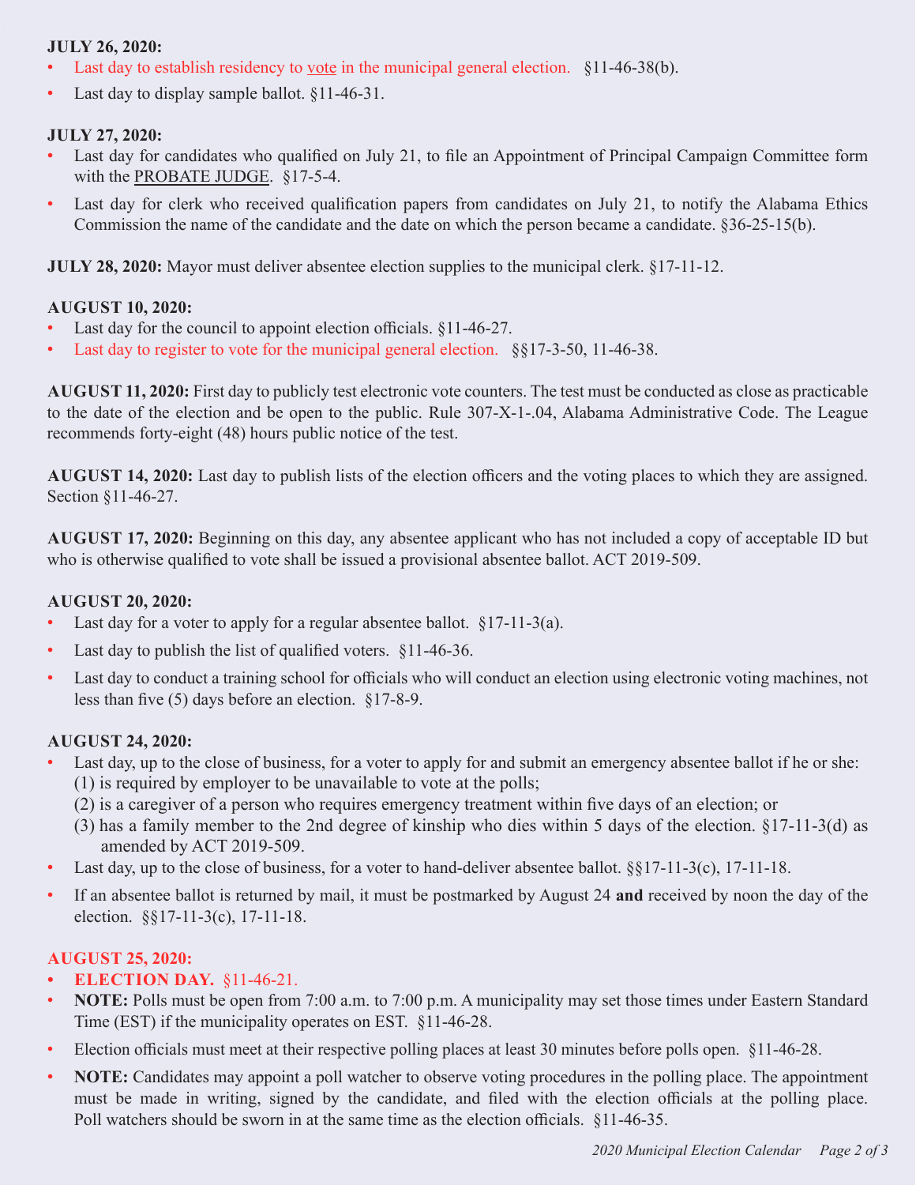**JULY 26, 2020:**

- Last day to establish residency to vote in the municipal general election. §11-46-38(b).
- Last day to display sample ballot. §11-46-31.

**JULY 27, 2020:**

- Last day for candidates who qualified on July 21, to file an Appointment of Principal Campaign Committee form with the PROBATE JUDGE. §17-5-4.
- Last day for clerk who received qualification papers from candidates on July 21, to notify the Alabama Ethics Commission the name of the candidate and the date on which the person became a candidate. §36-25-15(b).

**JULY 28, 2020:** Mayor must deliver absentee election supplies to the municipal clerk. §17-11-12.

**AUGUST 10, 2020:**

- Last day for the council to appoint election officials. §11-46-27.
- Last day to register to vote for the municipal general election. §§17-3-50, 11-46-38.

**AUGUST 11, 2020:** First day to publicly test electronic vote counters. The test must be conducted as close as practicable to the date of the election and be open to the public. Rule 307-X-1-.04, Alabama Administrative Code. The League recommends forty-eight (48) hours public notice of the test.

**AUGUST 14, 2020:** Last day to publish lists of the election officers and the voting places to which they are assigned. Section §11-46-27.

**AUGUST 17, 2020:** Beginning on this day, any absentee applicant who has not included a copy of acceptable ID but who is otherwise qualified to vote shall be issued a provisional absentee ballot. ACT 2019-509.

**AUGUST 20, 2020:**

- Last day for a voter to apply for a regular absentee ballot. §17-11-3(a).
- Last day to publish the list of qualified voters. §11-46-36.
- Last day to conduct a training school for officials who will conduct an election using electronic voting machines, not less than five (5) days before an election. §17-8-9.

**AUGUST 24, 2020:**

- Last day, up to the close of business, for a voter to apply for and submit an emergency absentee ballot if he or she:
  (1) is required by employer to be unavailable to vote at the polls;
  (2) is a caregiver of a person who requires emergency treatment within five days of an election; or
  (3) has a family member to the 2nd degree of kinship who dies within 5 days of the election. §17-11-3(d) as amended by ACT 2019-509.
- Last day, up to the close of business, for a voter to hand-deliver absentee ballot. §§17-11-3(c), 17-11-18.
- If an absentee ballot is returned by mail, it must be postmarked by August 24 **and** received by noon the day of the election. §§17-11-3(c), 17-11-18.

**AUGUST 25, 2020:**

- **ELECTION DAY.** §11-46-21.
- **NOTE:** Polls must be open from 7:00 a.m. to 7:00 p.m. A municipality may set those times under Eastern Standard Time (EST) if the municipality operates on EST. §11-46-28.
- Election officials must meet at their respective polling places at least 30 minutes before polls open. §11-46-28.
- **NOTE:** Candidates may appoint a poll watcher to observe voting procedures in the polling place. The appointment must be made in writing, signed by the candidate, and filed with the election officials at the polling place. Poll watchers should be sworn in at the same time as the election officials. §11-46-35.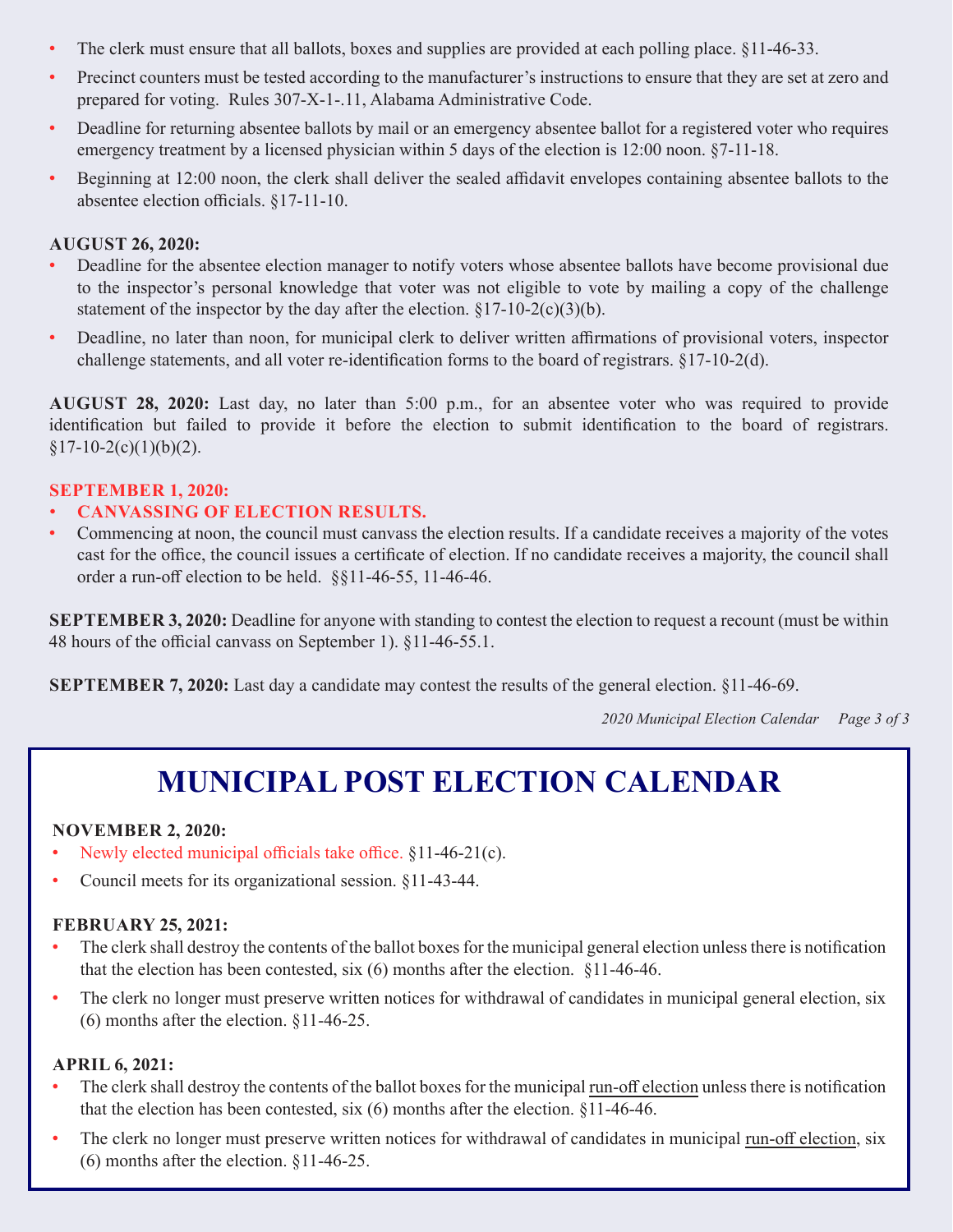- The clerk must ensure that all ballots, boxes and supplies are provided at each polling place. §11-46-33.
- Precinct counters must be tested according to the manufacturer's instructions to ensure that they are set at zero and prepared for voting. Rules 307-X-1-.11, Alabama Administrative Code.
- Deadline for returning absentee ballots by mail or an emergency absentee ballot for a registered voter who requires emergency treatment by a licensed physician within 5 days of the election is 12:00 noon. §7-11-18.
- Beginning at 12:00 noon, the clerk shall deliver the sealed affidavit envelopes containing absentee ballots to the absentee election officials. §17-11-10.

**AUGUST 26, 2020:**

- Deadline for the absentee election manager to notify voters whose absentee ballots have become provisional due to the inspector's personal knowledge that voter was not eligible to vote by mailing a copy of the challenge statement of the inspector by the day after the election. §17-10-2(c)(3)(b).
- Deadline, no later than noon, for municipal clerk to deliver written affirmations of provisional voters, inspector challenge statements, and all voter re-identification forms to the board of registrars. §17-10-2(d).

**AUGUST 28, 2020:** Last day, no later than 5:00 p.m., for an absentee voter who was required to provide identification but failed to provide it before the election to submit identification to the board of registrars. §17-10-2(c)(1)(b)(2).

**SEPTEMBER 1, 2020:**

- **CANVASSING OF ELECTION RESULTS.**
- Commencing at noon, the council must canvass the election results. If a candidate receives a majority of the votes cast for the office, the council issues a certificate of election. If no candidate receives a majority, the council shall order a run-off election to be held. §§11-46-55, 11-46-46.

**SEPTEMBER 3, 2020:** Deadline for anyone with standing to contest the election to request a recount (must be within 48 hours of the official canvass on September 1). §11-46-55.1.

**SEPTEMBER 7, 2020:** Last day a candidate may contest the results of the general election. §11-46-69.

# MUNICIPAL POST ELECTION CALENDAR

**NOVEMBER 2, 2020:**

- Newly elected municipal officials take office. §11-46-21(c).
- Council meets for its organizational session. §11-43-44.

**FEBRUARY 25, 2021:**

- The clerk shall destroy the contents of the ballot boxes for the municipal general election unless there is notification that the election has been contested, six (6) months after the election. §11-46-46.
- The clerk no longer must preserve written notices for withdrawal of candidates in municipal general election, six (6) months after the election. §11-46-25.

**APRIL 6, 2021:**

- The clerk shall destroy the contents of the ballot boxes for the municipal run-off election unless there is notification that the election has been contested, six (6) months after the election. §11-46-46.
- The clerk no longer must preserve written notices for withdrawal of candidates in municipal run-off election, six (6) months after the election. §11-46-25.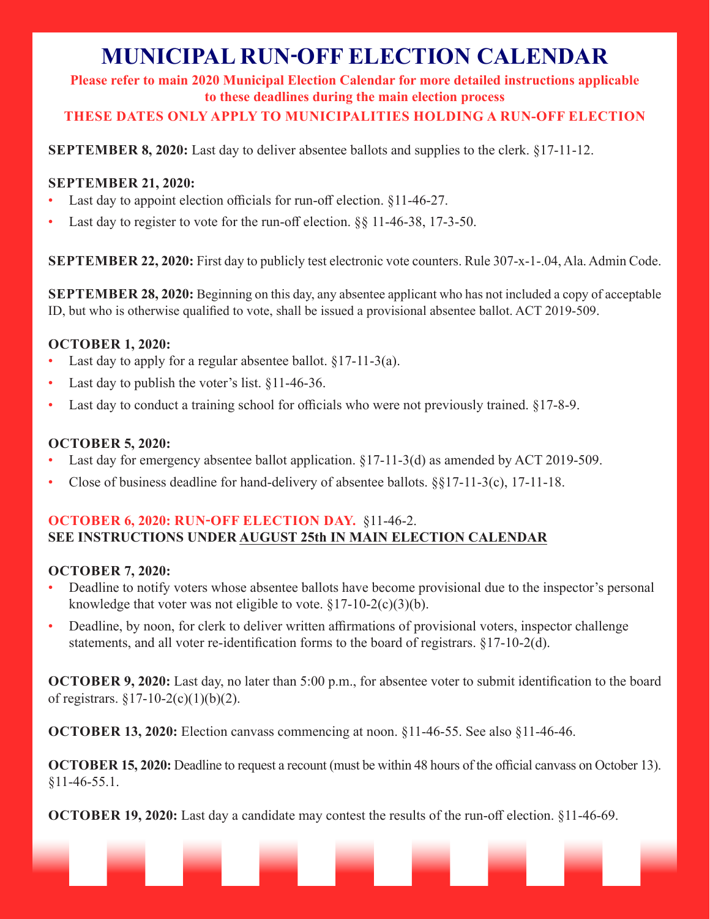# MUNICIPAL RUN-OFF ELECTION CALENDAR

**Please refer to main 2020 Municipal Election Calendar for more detailed instructions applicable to these deadlines during the main election process**

**THESE DATES ONLY APPLY TO MUNICIPALITIES HOLDING A RUN-OFF ELECTION**

**SEPTEMBER 8, 2020:** Last day to deliver absentee ballots and supplies to the clerk. §17-11-12.

**SEPTEMBER 21, 2020:**

- Last day to appoint election officials for run-off election. §11-46-27.
- Last day to register to vote for the run-off election. §§ 11-46-38, 17-3-50.

**SEPTEMBER 22, 2020:** First day to publicly test electronic vote counters. Rule 307-x-1-.04, Ala. Admin Code.

**SEPTEMBER 28, 2020:** Beginning on this day, any absentee applicant who has not included a copy of acceptable ID, but who is otherwise qualified to vote, shall be issued a provisional absentee ballot. ACT 2019-509.

**OCTOBER 1, 2020:**

- Last day to apply for a regular absentee ballot. §17-11-3(a).
- Last day to publish the voter's list. §11-46-36.
- Last day to conduct a training school for officials who were not previously trained. §17-8-9.

**OCTOBER 5, 2020:**

- Last day for emergency absentee ballot application. §17-11-3(d) as amended by ACT 2019-509.
- Close of business deadline for hand-delivery of absentee ballots. §§17-11-3(c), 17-11-18.

**OCTOBER 6, 2020: RUN-OFF ELECTION DAY.** §11-46-2.
**SEE INSTRUCTIONS UNDER AUGUST 25th IN MAIN ELECTION CALENDAR**

**OCTOBER 7, 2020:**

- Deadline to notify voters whose absentee ballots have become provisional due to the inspector's personal knowledge that voter was not eligible to vote. §17-10-2(c)(3)(b).
- Deadline, by noon, for clerk to deliver written affirmations of provisional voters, inspector challenge statements, and all voter re-identification forms to the board of registrars. §17-10-2(d).

**OCTOBER 9, 2020:** Last day, no later than 5:00 p.m., for absentee voter to submit identification to the board of registrars. §17-10-2(c)(1)(b)(2).

**OCTOBER 13, 2020:** Election canvass commencing at noon. §11-46-55. See also §11-46-46.

**OCTOBER 15, 2020:** Deadline to request a recount (must be within 48 hours of the official canvass on October 13). §11-46-55.1.

**OCTOBER 19, 2020:** Last day a candidate may contest the results of the run-off election. §11-46-69.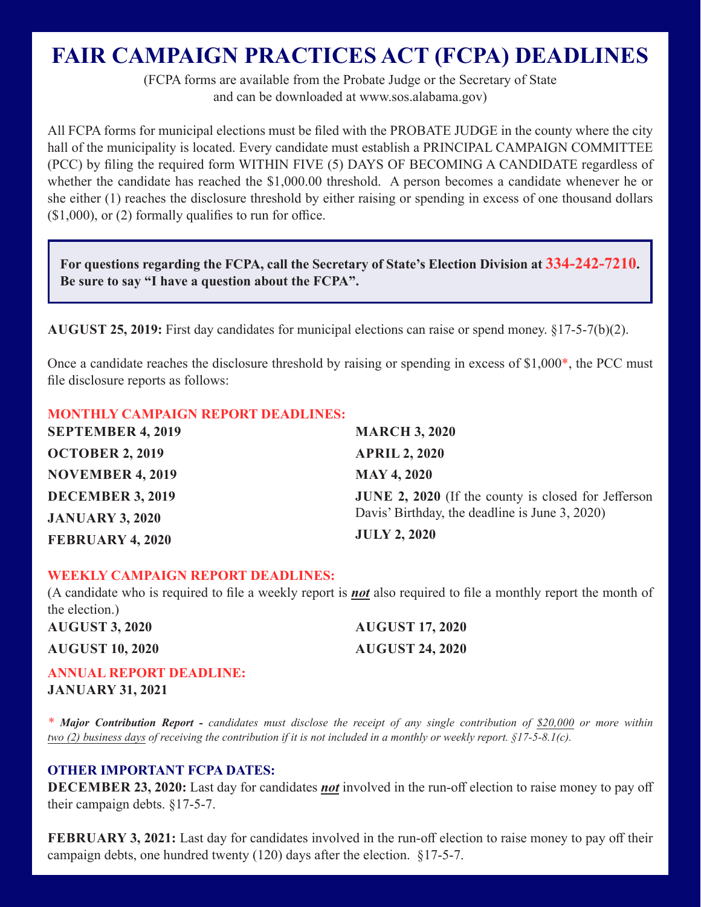# FAIR CAMPAIGN PRACTICES ACT (FCPA) DEADLINES

(FCPA forms are available from the Probate Judge or the Secretary of State and can be downloaded at www.sos.alabama.gov)

All FCPA forms for municipal elections must be filed with the PROBATE JUDGE in the county where the city hall of the municipality is located. Every candidate must establish a PRINCIPAL CAMPAIGN COMMITTEE (PCC) by filing the required form WITHIN FIVE (5) DAYS OF BECOMING A CANDIDATE regardless of whether the candidate has reached the $1,000.00 threshold. A person becomes a candidate whenever he or she either (1) reaches the disclosure threshold by either raising or spending in excess of one thousand dollars ($1,000), or (2) formally qualifies to run for office.

> **For questions regarding the FCPA, call the Secretary of State's Election Division at 334-242-7210. Be sure to say "I have a question about the FCPA".**

**AUGUST 25, 2019:** First day candidates for municipal elections can raise or spend money. §17-5-7(b)(2).

Once a candidate reaches the disclosure threshold by raising or spending in excess of $1,000*, the PCC must file disclosure reports as follows:

## MONTHLY CAMPAIGN REPORT DEADLINES:

**SEPTEMBER 4, 2019**

**OCTOBER 2, 2019**

**NOVEMBER 4, 2019**

**DECEMBER 3, 2019**

**JANUARY 3, 2020**

**FEBRUARY 4, 2020**

**MARCH 3, 2020**

**APRIL 2, 2020**

**MAY 4, 2020**

**JUNE 2, 2020** (If the county is closed for Jefferson Davis' Birthday, the deadline is June 3, 2020)

**JULY 2, 2020**

## WEEKLY CAMPAIGN REPORT DEADLINES:

(A candidate who is required to file a weekly report is ***not*** also required to file a monthly report the month of the election.)

**AUGUST 3, 2020**

**AUGUST 10, 2020**

**AUGUST 17, 2020**

**AUGUST 24, 2020**

## ANNUAL REPORT DEADLINE:

**JANUARY 31, 2021**

\* ***Major Contribution Report -*** *candidates must disclose the receipt of any single contribution of $20,000 or more within two (2) business days of receiving the contribution if it is not included in a monthly or weekly report. §17-5-8.1(c).*

## OTHER IMPORTANT FCPA DATES:

**DECEMBER 23, 2020:** Last day for candidates ***not*** involved in the run-off election to raise money to pay off their campaign debts. §17-5-7.

**FEBRUARY 3, 2021:** Last day for candidates involved in the run-off election to raise money to pay off their campaign debts, one hundred twenty (120) days after the election. §17-5-7.